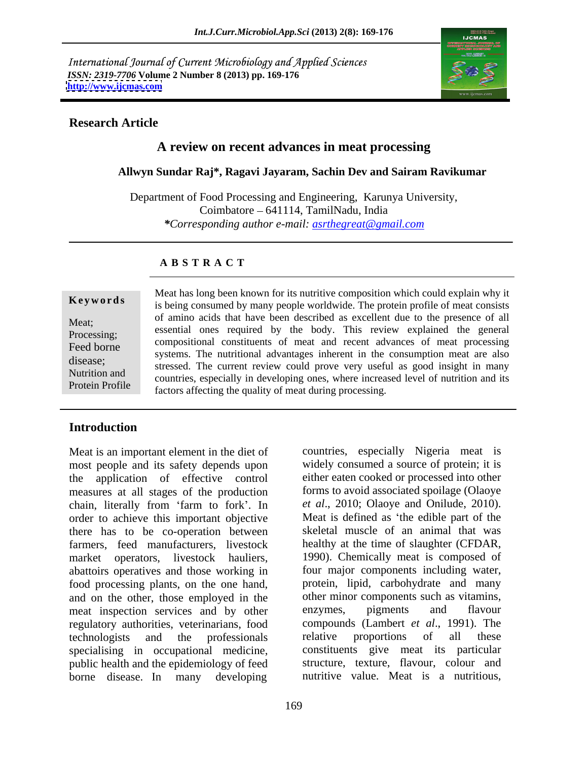International Journal of Current Microbiology and Applied Sciences
*ISSN: 2319-7706* **Volume 2 Number 8 (2013) pp. 169-176**
**http://www.ijcmas.com**

**Research Article**

# A review on recent advances in meat processing

**Allwyn Sundar Raj*, Ragavi Jayaram, Sachin Dev and Sairam Ravikumar**

Department of Food Processing and Engineering, Karunya University, Coimbatore – 641114, TamilNadu, India
***Corresponding author e-mail:** *asrthegreat@gmail.com*

## ABSTRACT

**Keywords**

Meat; Processing; Feed borne disease; Nutrition and Protein Profile

Meat has long been known for its nutritive composition which could explain why it is being consumed by many people worldwide. The protein profile of meat consists of amino acids that have been described as excellent due to the presence of all essential ones required by the body. This review explained the general compositional constituents of meat and recent advances of meat processing systems. The nutritional advantages inherent in the consumption meat are also stressed. The current review could prove very useful as good insight in many countries, especially in developing ones, where increased level of nutrition and its factors affecting the quality of meat during processing.

## Introduction

Meat is an important element in the diet of most people and its safety depends upon the application of effective control measures at all stages of the production chain, literally from 'farm to fork'. In order to achieve this important objective there has to be co-operation between farmers, feed manufacturers, livestock market operators, livestock hauliers, abattoirs operatives and those working in food processing plants, on the one hand, and on the other, those employed in the meat inspection services and by other regulatory authorities, veterinarians, food technologists and the professionals specialising in occupational medicine, public health and the epidemiology of feed borne disease. In many developing countries, especially Nigeria meat is widely consumed a source of protein; it is either eaten cooked or processed into other forms to avoid associated spoilage (Olaoye *et al*., 2010; Olaoye and Onilude, 2010). Meat is defined as 'the edible part of the skeletal muscle of an animal that was healthy at the time of slaughter (CFDAR, 1990). Chemically meat is composed of four major components including water, protein, lipid, carbohydrate and many other minor components such as vitamins, enzymes, pigments and flavour compounds (Lambert *et al*., 1991). The relative proportions of all these constituents give meat its particular structure, texture, flavour, colour and nutritive value. Meat is a nutritious,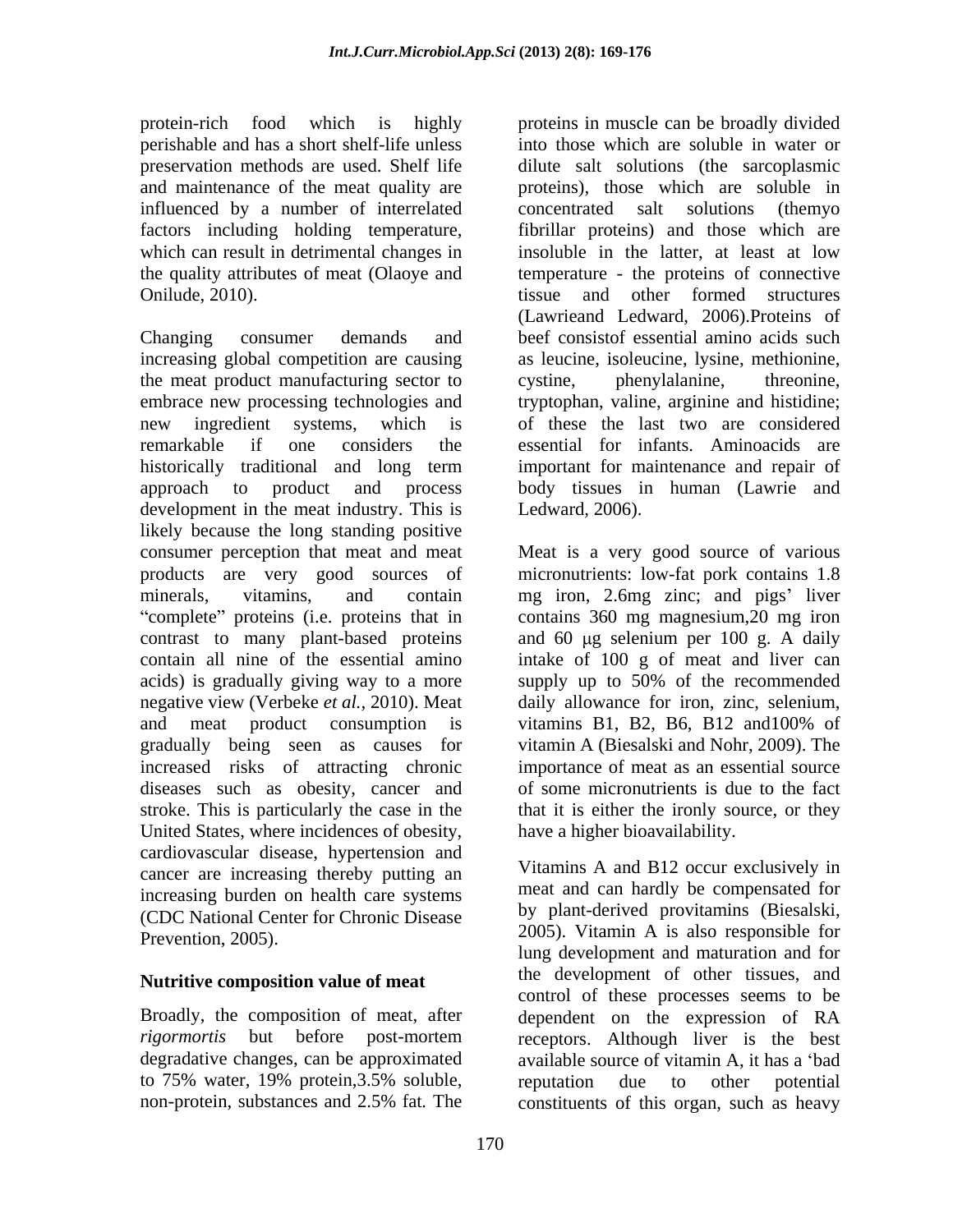protein-rich food which is highly perishable and has a short shelf-life unless preservation methods are used. Shelf life and maintenance of the meat quality are influenced by a number of interrelated factors including holding temperature, which can result in detrimental changes in the quality attributes of meat (Olaoye and Onilude, 2010).

Changing consumer demands and increasing global competition are causing the meat product manufacturing sector to embrace new processing technologies and new ingredient systems, which is remarkable if one considers the historically traditional and long term approach to product and process development in the meat industry. This is likely because the long standing positive consumer perception that meat and meat products are very good sources of minerals, vitamins, and contain "complete" proteins (i.e. proteins that in contrast to many plant-based proteins contain all nine of the essential amino acids) is gradually giving way to a more negative view (Verbeke *et al.*, 2010). Meat and meat product consumption is gradually being seen as causes for increased risks of attracting chronic diseases such as obesity, cancer and stroke. This is particularly the case in the United States, where incidences of obesity, cardiovascular disease, hypertension and cancer are increasing thereby putting an increasing burden on health care systems (CDC National Center for Chronic Disease Prevention, 2005).

## Nutritive composition value of meat

Broadly, the composition of meat, after *rigormortis* but before post-mortem degradative changes, can be approximated to 75% water, 19% protein,3.5% soluble, non-protein, substances and 2.5% fat. The proteins in muscle can be broadly divided into those which are soluble in water or dilute salt solutions (the sarcoplasmic proteins), those which are soluble in concentrated salt solutions (themyo fibrillar proteins) and those which are insoluble in the latter, at least at low temperature - the proteins of connective tissue and other formed structures (Lawrieand Ledward, 2006).Proteins of beef consistof essential amino acids such as leucine, isoleucine, lysine, methionine, cystine, phenylalanine, threonine, tryptophan, valine, arginine and histidine; of these the last two are considered essential for infants. Aminoacids are important for maintenance and repair of body tissues in human (Lawrie and Ledward, 2006).

Meat is a very good source of various micronutrients: low-fat pork contains 1.8 mg iron, 2.6mg zinc; and pigs' liver contains 360 mg magnesium,20 mg iron and 60 μg selenium per 100 g. A daily intake of 100 g of meat and liver can supply up to 50% of the recommended daily allowance for iron, zinc, selenium, vitamins B1, B2, B6, B12 and100% of vitamin A (Biesalski and Nohr, 2009). The importance of meat as an essential source of some micronutrients is due to the fact that it is either the ironly source, or they have a higher bioavailability.

Vitamins A and B12 occur exclusively in meat and can hardly be compensated for by plant-derived provitamins (Biesalski, 2005). Vitamin A is also responsible for lung development and maturation and for the development of other tissues, and control of these processes seems to be dependent on the expression of RA receptors. Although liver is the best available source of vitamin A, it has a 'bad reputation due to other potential constituents of this organ, such as heavy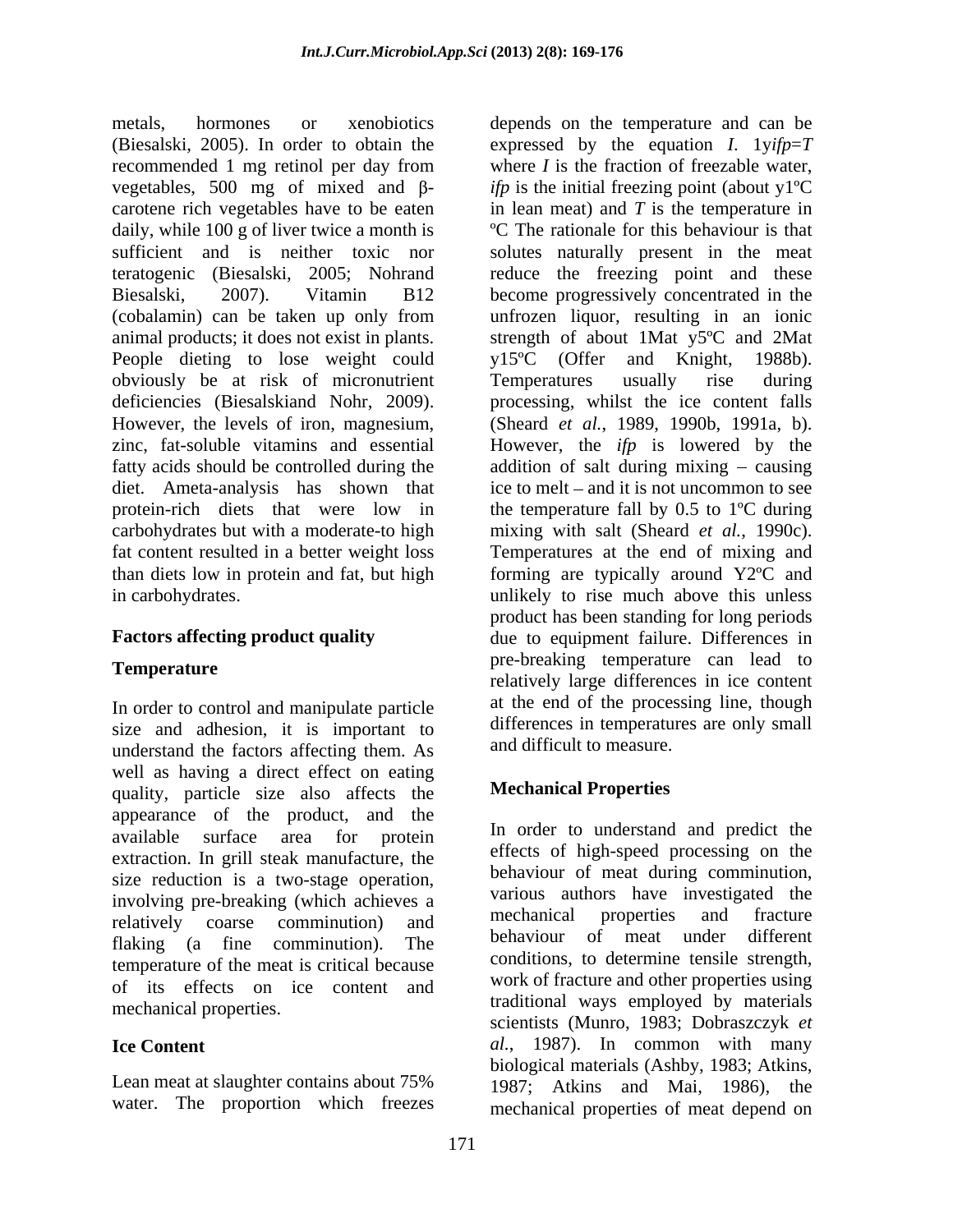metals, hormones or xenobiotics (Biesalski, 2005). In order to obtain the recommended 1 mg retinol per day from vegetables, 500 mg of mixed and β-carotene rich vegetables have to be eaten daily, while 100 g of liver twice a month is sufficient and is neither toxic nor teratogenic (Biesalski, 2005; Nohrand Biesalski, 2007). Vitamin B12 (cobalamin) can be taken up only from animal products; it does not exist in plants. People dieting to lose weight could obviously be at risk of micronutrient deficiencies (Biesalskiand Nohr, 2009). However, the levels of iron, magnesium, zinc, fat-soluble vitamins and essential fatty acids should be controlled during the diet. Ameta-analysis has shown that protein-rich diets that were low in carbohydrates but with a moderate-to high fat content resulted in a better weight loss than diets low in protein and fat, but high in carbohydrates.

## Factors affecting product quality

### Temperature

In order to control and manipulate particle size and adhesion, it is important to understand the factors affecting them. As well as having a direct effect on eating quality, particle size also affects the appearance of the product, and the available surface area for protein extraction. In grill steak manufacture, the size reduction is a two-stage operation, involving pre-breaking (which achieves a relatively coarse comminution) and flaking (a fine comminution). The temperature of the meat is critical because of its effects on ice content and mechanical properties.

### Ice Content

Lean meat at slaughter contains about 75% water. The proportion which freezes depends on the temperature and can be expressed by the equation $I$. 1y$ifp$=$T$ where $I$ is the fraction of freezable water, $ifp$ is the initial freezing point (about y1ºC in lean meat) and $T$ is the temperature in ºC The rationale for this behaviour is that solutes naturally present in the meat reduce the freezing point and these become progressively concentrated in the unfrozen liquor, resulting in an ionic strength of about 1Mat y5ºC and 2Mat y15ºC (Offer and Knight, 1988b). Temperatures usually rise during processing, whilst the ice content falls (Sheard *et al.*, 1989, 1990b, 1991a, b). However, the $ifp$ is lowered by the addition of salt during mixing – causing ice to melt – and it is not uncommon to see the temperature fall by 0.5 to 1ºC during mixing with salt (Sheard *et al.*, 1990c). Temperatures at the end of mixing and forming are typically around Y2ºC and unlikely to rise much above this unless product has been standing for long periods due to equipment failure. Differences in pre-breaking temperature can lead to relatively large differences in ice content at the end of the processing line, though differences in temperatures are only small and difficult to measure.

### Mechanical Properties

In order to understand and predict the effects of high-speed processing on the behaviour of meat during comminution, various authors have investigated the mechanical properties and fracture behaviour of meat under different conditions, to determine tensile strength, work of fracture and other properties using traditional ways employed by materials scientists (Munro, 1983; Dobraszczyk *et al.*, 1987). In common with many biological materials (Ashby, 1983; Atkins, 1987; Atkins and Mai, 1986), the mechanical properties of meat depend on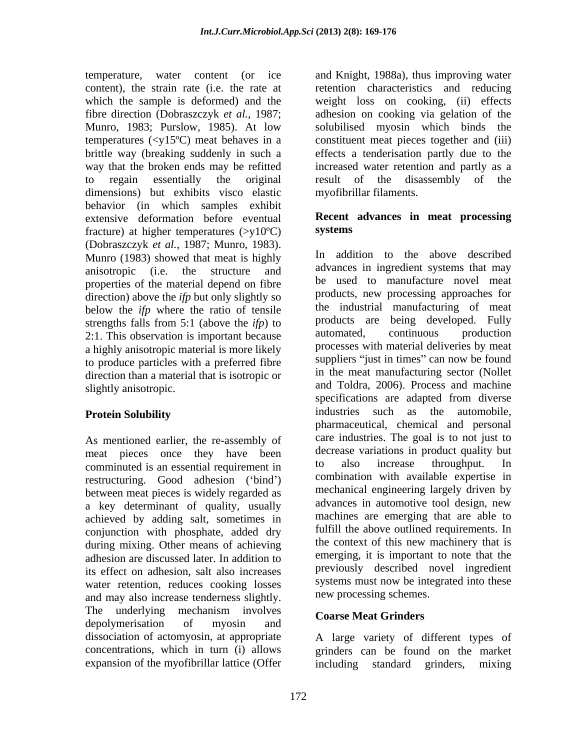temperature, water content (or ice content), the strain rate (i.e. the rate at which the sample is deformed) and the fibre direction (Dobraszczyk *et al.*, 1987; Munro, 1983; Purslow, 1985). At low temperatures (<y15ºC) meat behaves in a brittle way (breaking suddenly in such a way that the broken ends may be refitted to regain essentially the original dimensions) but exhibits visco elastic behavior (in which samples exhibit extensive deformation before eventual fracture) at higher temperatures (>y10ºC) (Dobraszczyk *et al.*, 1987; Munro, 1983). Munro (1983) showed that meat is highly anisotropic (i.e. the structure and properties of the material depend on fibre direction) above the *ifp* but only slightly so below the *ifp* where the ratio of tensile strengths falls from 5:1 (above the *ifp*) to 2:1. This observation is important because a highly anisotropic material is more likely to produce particles with a preferred fibre direction than a material that is isotropic or slightly anisotropic.

## Protein Solubility

As mentioned earlier, the re-assembly of meat pieces once they have been comminuted is an essential requirement in restructuring. Good adhesion ('bind') between meat pieces is widely regarded as a key determinant of quality, usually achieved by adding salt, sometimes in conjunction with phosphate, added dry during mixing. Other means of achieving adhesion are discussed later. In addition to its effect on adhesion, salt also increases water retention, reduces cooking losses and may also increase tenderness slightly. The underlying mechanism involves depolymerisation of myosin and dissociation of actomyosin, at appropriate concentrations, which in turn (i) allows expansion of the myofibrillar lattice (Offer and Knight, 1988a), thus improving water retention characteristics and reducing weight loss on cooking, (ii) effects adhesion on cooking via gelation of the solubilised myosin which binds the constituent meat pieces together and (iii) effects a tenderisation partly due to the increased water retention and partly as a result of the disassembly of the myofibrillar filaments.

## Recent advances in meat processing systems

In addition to the above described advances in ingredient systems that may be used to manufacture novel meat products, new processing approaches for the industrial manufacturing of meat products are being developed. Fully automated, continuous production processes with material deliveries by meat suppliers "just in times" can now be found in the meat manufacturing sector (Nollet and Toldra, 2006). Process and machine specifications are adapted from diverse industries such as the automobile, pharmaceutical, chemical and personal care industries. The goal is to not just to decrease variations in product quality but to also increase throughput. In combination with available expertise in mechanical engineering largely driven by advances in automotive tool design, new machines are emerging that are able to fulfill the above outlined requirements. In the context of this new machinery that is emerging, it is important to note that the previously described novel ingredient systems must now be integrated into these new processing schemes.

## Coarse Meat Grinders

A large variety of different types of grinders can be found on the market including standard grinders, mixing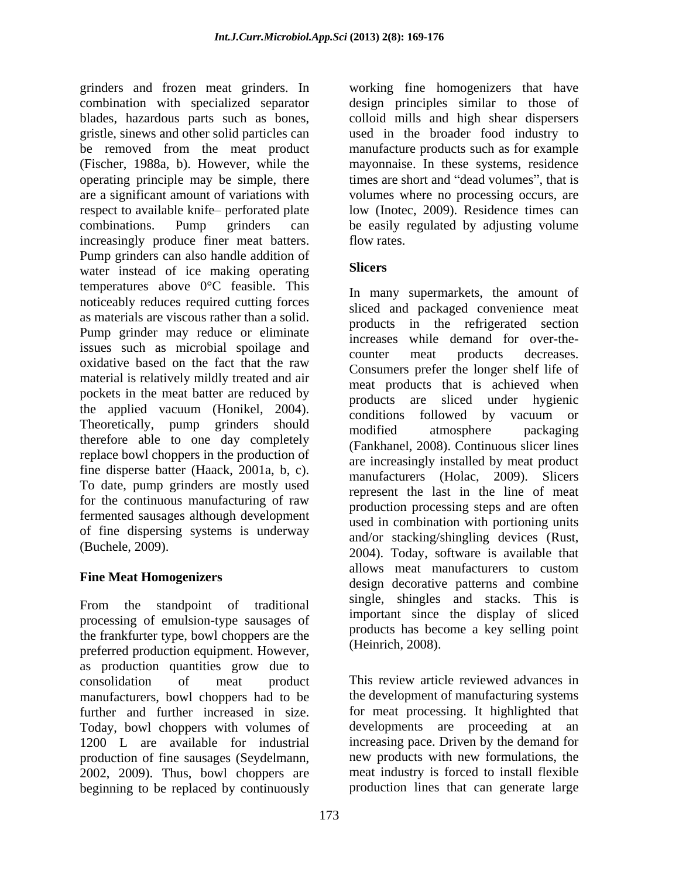grinders and frozen meat grinders. In combination with specialized separator blades, hazardous parts such as bones, gristle, sinews and other solid particles can be removed from the meat product (Fischer, 1988a, b). However, while the operating principle may be simple, there are a significant amount of variations with respect to available knife– perforated plate combinations. Pump grinders can increasingly produce finer meat batters. Pump grinders can also handle addition of water instead of ice making operating temperatures above 0°C feasible. This noticeably reduces required cutting forces as materials are viscous rather than a solid. Pump grinder may reduce or eliminate issues such as microbial spoilage and oxidative based on the fact that the raw material is relatively mildly treated and air pockets in the meat batter are reduced by the applied vacuum (Honikel, 2004). Theoretically, pump grinders should therefore able to one day completely replace bowl choppers in the production of fine disperse batter (Haack, 2001a, b, c). To date, pump grinders are mostly used for the continuous manufacturing of raw fermented sausages although development of fine dispersing systems is underway (Buchele, 2009).

## Fine Meat Homogenizers

From the standpoint of traditional processing of emulsion-type sausages of the frankfurter type, bowl choppers are the preferred production equipment. However, as production quantities grow due to consolidation of meat product manufacturers, bowl choppers had to be further and further increased in size. Today, bowl choppers with volumes of 1200 L are available for industrial production of fine sausages (Seydelmann, 2002, 2009). Thus, bowl choppers are beginning to be replaced by continuously working fine homogenizers that have design principles similar to those of colloid mills and high shear dispersers used in the broader food industry to manufacture products such as for example mayonnaise. In these systems, residence times are short and "dead volumes", that is volumes where no processing occurs, are low (Inotec, 2009). Residence times can be easily regulated by adjusting volume flow rates.

## Slicers

In many supermarkets, the amount of sliced and packaged convenience meat products in the refrigerated section increases while demand for over-the-counter meat products decreases. Consumers prefer the longer shelf life of meat products that is achieved when products are sliced under hygienic conditions followed by vacuum or modified atmosphere packaging (Fankhanel, 2008). Continuous slicer lines are increasingly installed by meat product manufacturers (Holac, 2009). Slicers represent the last in the line of meat production processing steps and are often used in combination with portioning units and/or stacking/shingling devices (Rust, 2004). Today, software is available that allows meat manufacturers to custom design decorative patterns and combine single, shingles and stacks. This is important since the display of sliced products has become a key selling point (Heinrich, 2008).

This review article reviewed advances in the development of manufacturing systems for meat processing. It highlighted that developments are proceeding at an increasing pace. Driven by the demand for new products with new formulations, the meat industry is forced to install flexible production lines that can generate large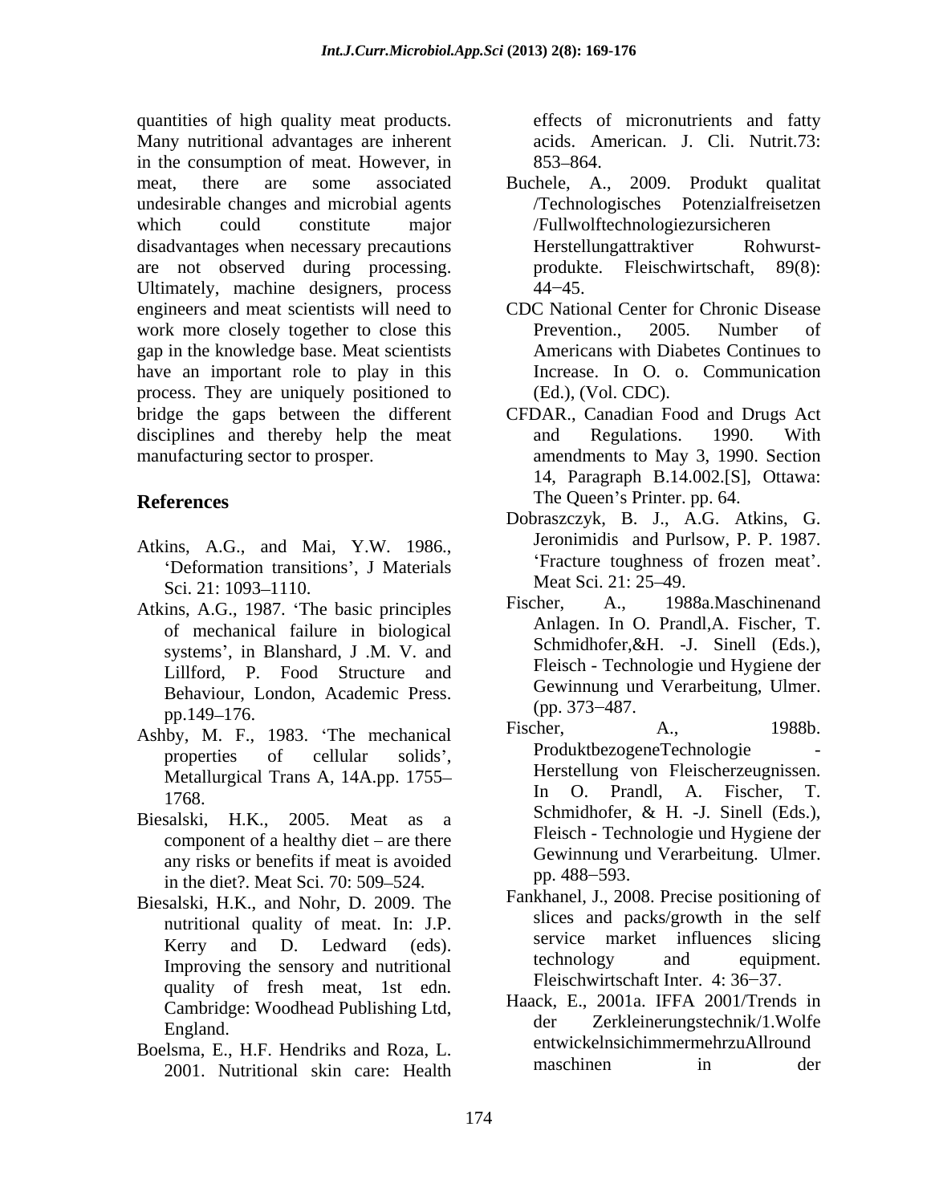quantities of high quality meat products. Many nutritional advantages are inherent in the consumption of meat. However, in meat, there are some associated undesirable changes and microbial agents which could constitute major disadvantages when necessary precautions are not observed during processing. Ultimately, machine designers, process engineers and meat scientists will need to work more closely together to close this gap in the knowledge base. Meat scientists have an important role to play in this process. They are uniquely positioned to bridge the gaps between the different disciplines and thereby help the meat manufacturing sector to prosper.

## References

Atkins, A.G., and Mai, Y.W. 1986., 'Deformation transitions', J Materials Sci. 21: 1093–1110.

Atkins, A.G., 1987. 'The basic principles of mechanical failure in biological systems', in Blanshard, J .M. V. and Lillford, P. Food Structure and Behaviour, London, Academic Press. pp.149–176.

Ashby, M. F., 1983. 'The mechanical properties of cellular solids', Metallurgical Trans A, 14A.pp. 1755–1768.

Biesalski, H.K., 2005. Meat as a component of a healthy diet – are there any risks or benefits if meat is avoided in the diet?. Meat Sci. 70: 509–524.

Biesalski, H.K., and Nohr, D. 2009. The nutritional quality of meat. In: J.P. Kerry and D. Ledward (eds). Improving the sensory and nutritional quality of fresh meat, 1st edn. Cambridge: Woodhead Publishing Ltd, England.

Boelsma, E., H.F. Hendriks and Roza, L. 2001. Nutritional skin care: Health effects of micronutrients and fatty acids. American. J. Cli. Nutrit.73: 853–864.

Buchele, A., 2009. Produkt qualitat /Technologisches Potenzialfreisetzen /Fullwolftechnologiezursicheren Herstellungattraktiver Rohwurst-produkte. Fleischwirtschaft, 89(8): 44−45.

CDC National Center for Chronic Disease Prevention., 2005. Number of Americans with Diabetes Continues to Increase. In O. o. Communication (Ed.), (Vol. CDC).

CFDAR., Canadian Food and Drugs Act and Regulations. 1990. With amendments to May 3, 1990. Section 14, Paragraph B.14.002.[S], Ottawa: The Queen's Printer. pp. 64.

Dobraszczyk, B. J., A.G. Atkins, G. Jeronimidis and Purlsow, P. P. 1987. 'Fracture toughness of frozen meat'. Meat Sci. 21: 25–49.

Fischer, A., 1988a.Maschinenand Anlagen. In O. Prandl,A. Fischer, T. Schmidhofer,&H. -J. Sinell (Eds.), Fleisch - Technologie und Hygiene der Gewinnung und Verarbeitung, Ulmer. (pp. 373−487.

Fischer, A., 1988b. ProduktbezogeneTechnologie - Herstellung von Fleischerzeugnissen. In O. Prandl, A. Fischer, T. Schmidhofer, & H. -J. Sinell (Eds.), Fleisch - Technologie und Hygiene der Gewinnung und Verarbeitung. Ulmer. pp. 488−593.

Fankhanel, J., 2008. Precise positioning of slices and packs/growth in the self service market influences slicing technology and equipment. Fleischwirtschaft Inter. 4: 36−37.

Haack, E., 2001a. IFFA 2001/Trends in der Zerkleinerungstechnik/1.Wolfe entwickelnsichimmermehrzuAllround maschinen in der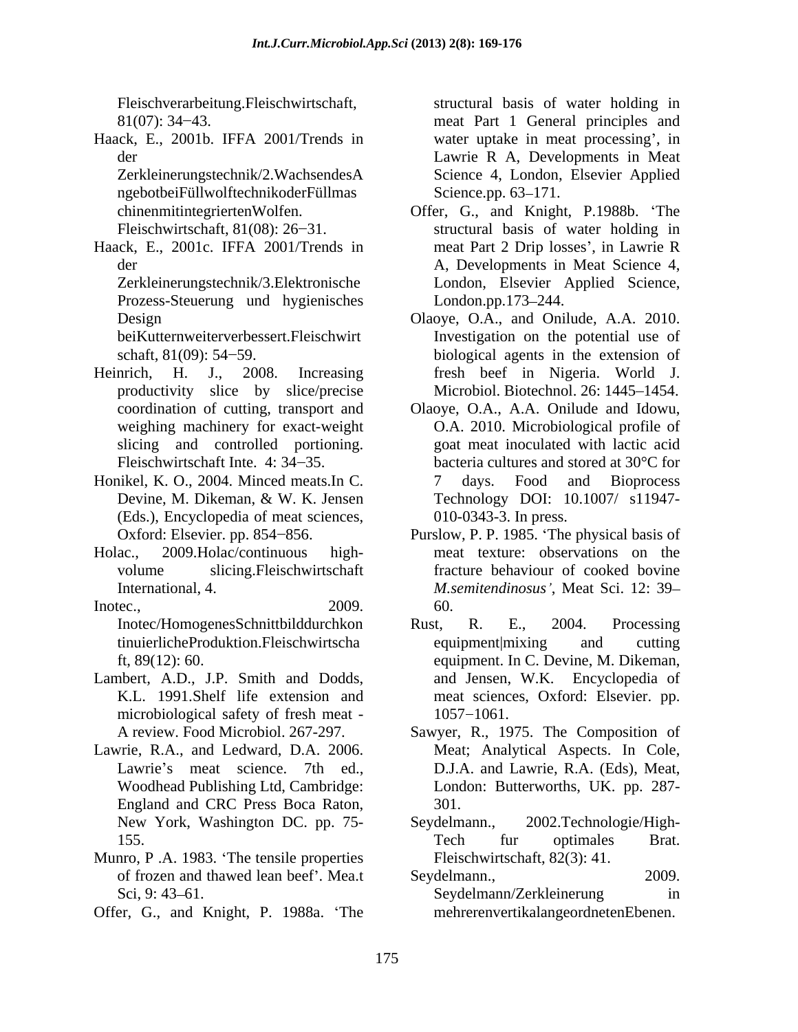Fleischverarbeitung.Fleischwirtschaft, 81(07): 34−43.

Haack, E., 2001b. IFFA 2001/Trends in der Zerkleinerungstechnik/2.WachsendesAngebotbeiFüllwolftechnikoderFüllmaschinenmitintegriertenWolfen. Fleischwirtschaft, 81(08): 26−31.

Haack, E., 2001c. IFFA 2001/Trends in der Zerkleinerungstechnik/3.Elektronische Prozess-Steuerung und hygienisches Design beiKutternweiterverbessert.Fleischwirtschaft, 81(09): 54−59.

Heinrich, H. J., 2008. Increasing productivity slice by slice/precise coordination of cutting, transport and weighing machinery for exact-weight slicing and controlled portioning. Fleischwirtschaft Inte. 4: 34−35.

Honikel, K. O., 2004. Minced meats.In C. Devine, M. Dikeman, & W. K. Jensen (Eds.), Encyclopedia of meat sciences, Oxford: Elsevier. pp. 854−856.

Holac., 2009.Holac/continuous high-volume slicing.Fleischwirtschaft International, 4.

Inotec., 2009. Inotec/HomogenesSchnittbilddurchkontinuierlicheProduktion.Fleischwirtschaft, 89(12): 60.

Lambert, A.D., J.P. Smith and Dodds, K.L. 1991.Shelf life extension and microbiological safety of fresh meat - A review. Food Microbiol. 267-297.

Lawrie, R.A., and Ledward, D.A. 2006. Lawrie's meat science. 7th ed., Woodhead Publishing Ltd, Cambridge: England and CRC Press Boca Raton, New York, Washington DC. pp. 75-155.

Munro, P .A. 1983. 'The tensile properties of frozen and thawed lean beef'. Mea.t Sci, 9: 43–61.

Offer, G., and Knight, P. 1988a. 'The structural basis of water holding in meat Part 1 General principles and water uptake in meat processing', in Lawrie R A, Developments in Meat Science 4, London, Elsevier Applied Science.pp. 63–171.

Offer, G., and Knight, P.1988b. 'The structural basis of water holding in meat Part 2 Drip losses', in Lawrie R A, Developments in Meat Science 4, London, Elsevier Applied Science, London.pp.173–244.

Olaoye, O.A., and Onilude, A.A. 2010. Investigation on the potential use of biological agents in the extension of fresh beef in Nigeria. World J. Microbiol. Biotechnol. 26: 1445–1454.

Olaoye, O.A., A.A. Onilude and Idowu, O.A. 2010. Microbiological profile of goat meat inoculated with lactic acid bacteria cultures and stored at 30°C for 7 days. Food and Bioprocess Technology DOI: 10.1007/ s11947-010-0343-3. In press.

Purslow, P. P. 1985. 'The physical basis of meat texture: observations on the fracture behaviour of cooked bovine *M.semitendinosus'*, Meat Sci. 12: 39–60.

Rust, R. E., 2004. Processing equipment|mixing and cutting equipment. In C. Devine, M. Dikeman, and Jensen, W.K. Encyclopedia of meat sciences, Oxford: Elsevier. pp. 1057−1061.

Sawyer, R., 1975. The Composition of Meat; Analytical Aspects. In Cole, D.J.A. and Lawrie, R.A. (Eds), Meat, London: Butterworths, UK. pp. 287-301.

Seydelmann., 2002.Technologie/High-Tech fur optimales Brat. Fleischwirtschaft, 82(3): 41.

Seydelmann., 2009. Seydelmann/Zerkleinerung in mehrerenvertikalangeordnetenEbenen.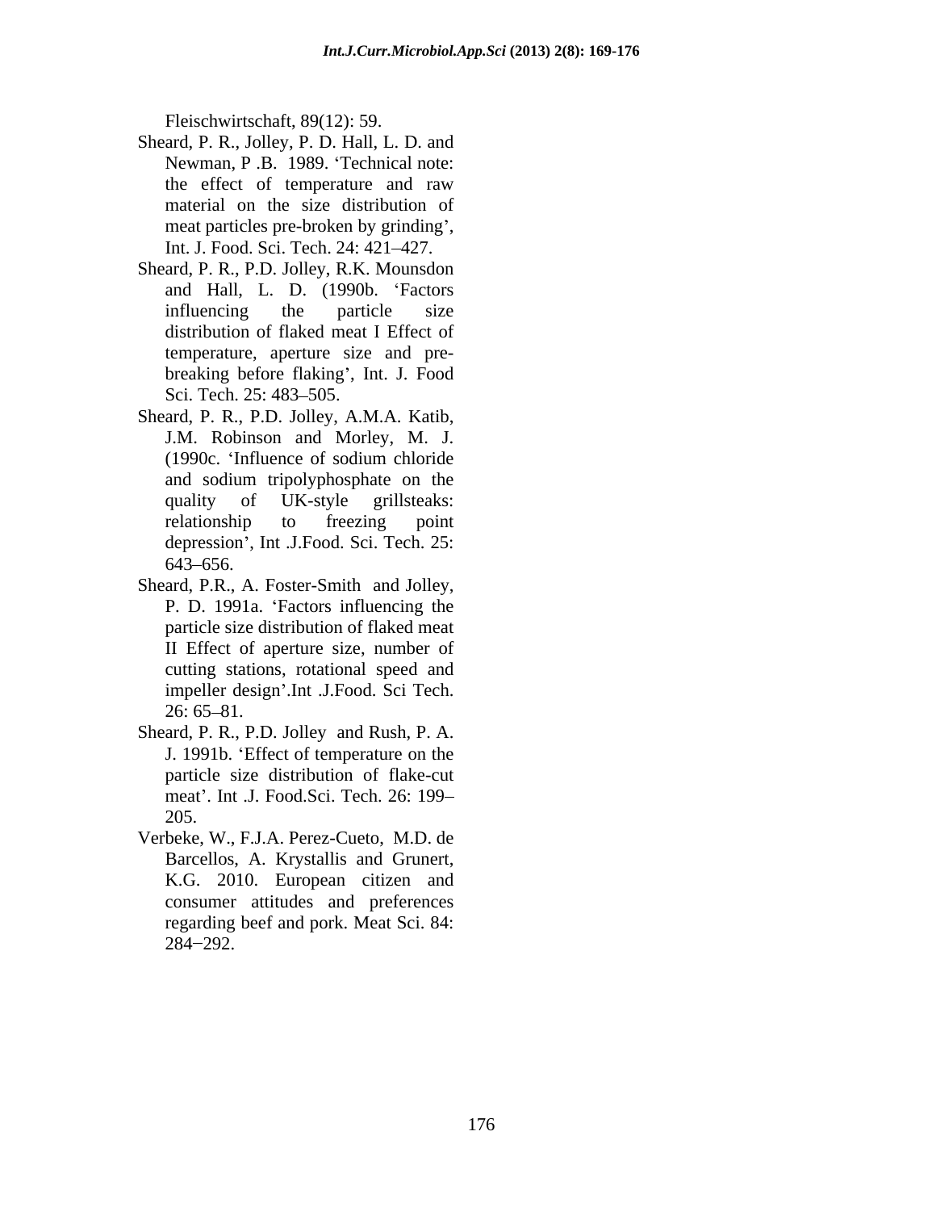Fleischwirtschaft, 89(12): 59.

Sheard, P. R., Jolley, P. D. Hall, L. D. and Newman, P .B. 1989. 'Technical note: the effect of temperature and raw material on the size distribution of meat particles pre-broken by grinding', Int. J. Food. Sci. Tech. 24: 421–427.

Sheard, P. R., P.D. Jolley, R.K. Mounsdon and Hall, L. D. (1990b. 'Factors influencing the particle size distribution of flaked meat I Effect of temperature, aperture size and pre-breaking before flaking', Int. J. Food Sci. Tech. 25: 483–505.

Sheard, P. R., P.D. Jolley, A.M.A. Katib, J.M. Robinson and Morley, M. J. (1990c. 'Influence of sodium chloride and sodium tripolyphosphate on the quality of UK-style grillsteaks: relationship to freezing point depression', Int .J.Food. Sci. Tech. 25: 643–656.

Sheard, P.R., A. Foster-Smith and Jolley, P. D. 1991a. 'Factors influencing the particle size distribution of flaked meat II Effect of aperture size, number of cutting stations, rotational speed and impeller design'.Int .J.Food. Sci Tech. 26: 65–81.

Sheard, P. R., P.D. Jolley and Rush, P. A. J. 1991b. 'Effect of temperature on the particle size distribution of flake-cut meat'. Int .J. Food.Sci. Tech. 26: 199–205.

Verbeke, W., F.J.A. Perez-Cueto, M.D. de Barcellos, A. Krystallis and Grunert, K.G. 2010. European citizen and consumer attitudes and preferences regarding beef and pork. Meat Sci. 84: 284−292.